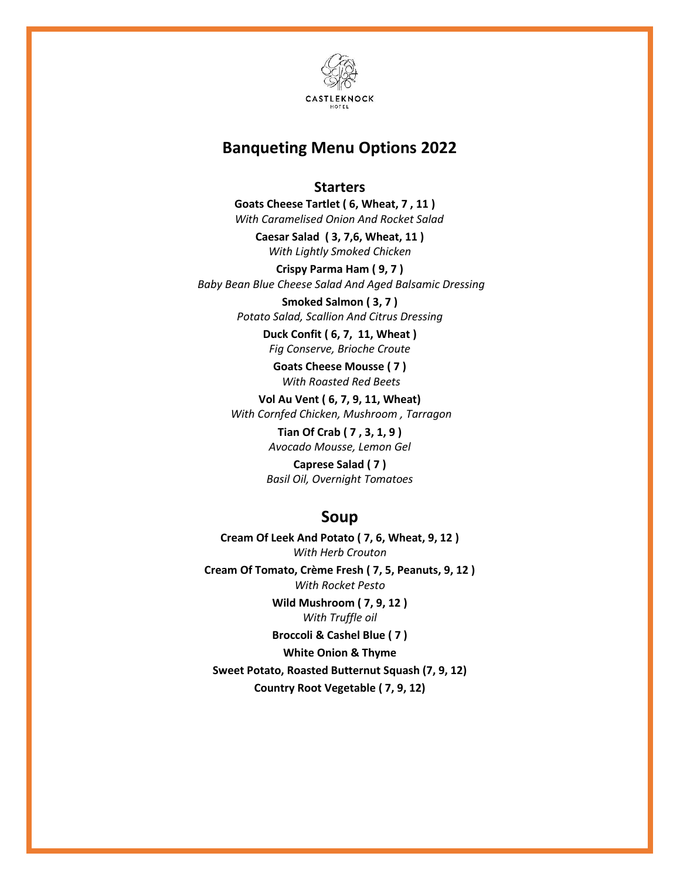CASTLEKNOCK
HOTEL

# Banqueting Menu Options 2022

## Starters

**Goats Cheese Tartlet ( 6, Wheat, 7 , 11 )**
*With Caramelised Onion And Rocket Salad*

**Caesar Salad ( 3, 7,6, Wheat, 11 )**
*With Lightly Smoked Chicken*

**Crispy Parma Ham ( 9, 7 )**
*Baby Bean Blue Cheese Salad And Aged Balsamic Dressing*

**Smoked Salmon ( 3, 7 )**
*Potato Salad, Scallion And Citrus Dressing*

**Duck Confit ( 6, 7, 11, Wheat )**
*Fig Conserve, Brioche Croute*

**Goats Cheese Mousse ( 7 )**
*With Roasted Red Beets*

**Vol Au Vent ( 6, 7, 9, 11, Wheat)**
*With Cornfed Chicken, Mushroom , Tarragon*

**Tian Of Crab ( 7 , 3, 1, 9 )**
*Avocado Mousse, Lemon Gel*

**Caprese Salad ( 7 )**
*Basil Oil, Overnight Tomatoes*

## Soup

**Cream Of Leek And Potato ( 7, 6, Wheat, 9, 12 )**
*With Herb Crouton*

**Cream Of Tomato, Crème Fresh ( 7, 5, Peanuts, 9, 12 )**
*With Rocket Pesto*

**Wild Mushroom ( 7, 9, 12 )**
*With Truffle oil*

**Broccoli & Cashel Blue ( 7 )**

**White Onion & Thyme**

**Sweet Potato, Roasted Butternut Squash (7, 9, 12)**

**Country Root Vegetable ( 7, 9, 12)**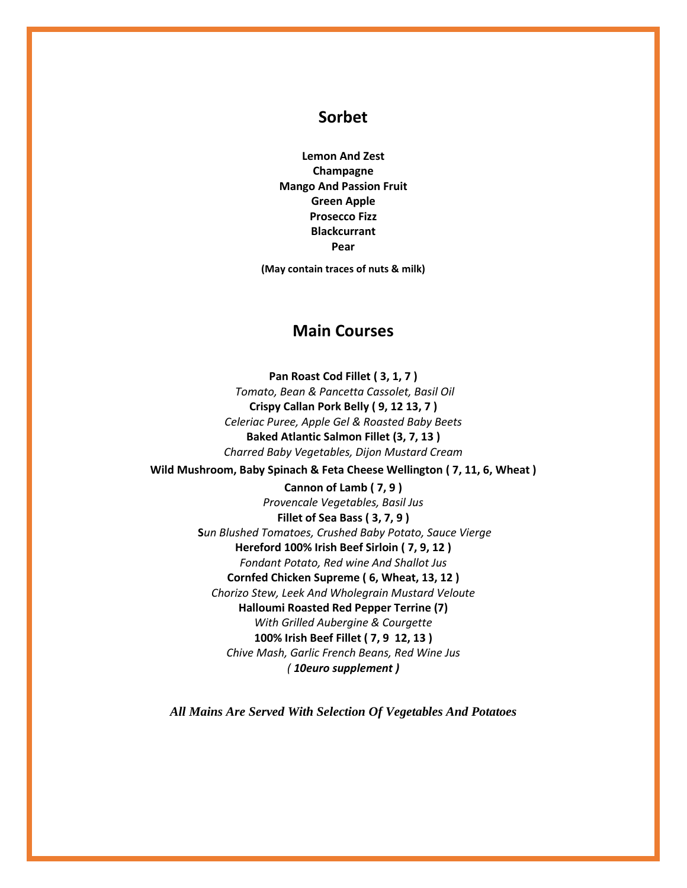## Sorbet

**Lemon And Zest**
**Champagne**
**Mango And Passion Fruit**
**Green Apple**
**Prosecco Fizz**
**Blackcurrant**
**Pear**

**(May contain traces of nuts & milk)**

## Main Courses

**Pan Roast Cod Fillet ( 3, 1, 7 )**
*Tomato, Bean & Pancetta Cassolet, Basil Oil*
**Crispy Callan Pork Belly ( 9, 12 13, 7 )**
*Celeriac Puree, Apple Gel & Roasted Baby Beets*
**Baked Atlantic Salmon Fillet (3, 7, 13 )**
*Charred Baby Vegetables, Dijon Mustard Cream*
**Wild Mushroom, Baby Spinach & Feta Cheese Wellington ( 7, 11, 6, Wheat )**
**Cannon of Lamb ( 7, 9 )**
*Provencale Vegetables, Basil Jus*
**Fillet of Sea Bass ( 3, 7, 9 )**
**S***un Blushed Tomatoes, Crushed Baby Potato, Sauce Vierge*
**Hereford 100% Irish Beef Sirloin ( 7, 9, 12 )**
*Fondant Potato, Red wine And Shallot Jus*
**Cornfed Chicken Supreme ( 6, Wheat, 13, 12 )**
*Chorizo Stew, Leek And Wholegrain Mustard Veloute*
**Halloumi Roasted Red Pepper Terrine (7)**
*With Grilled Aubergine & Courgette*
**100% Irish Beef Fillet ( 7, 9  12, 13 )**
*Chive Mash, Garlic French Beans, Red Wine Jus*
*(* ***10euro supplement )***

***All Mains Are Served With Selection Of Vegetables And Potatoes***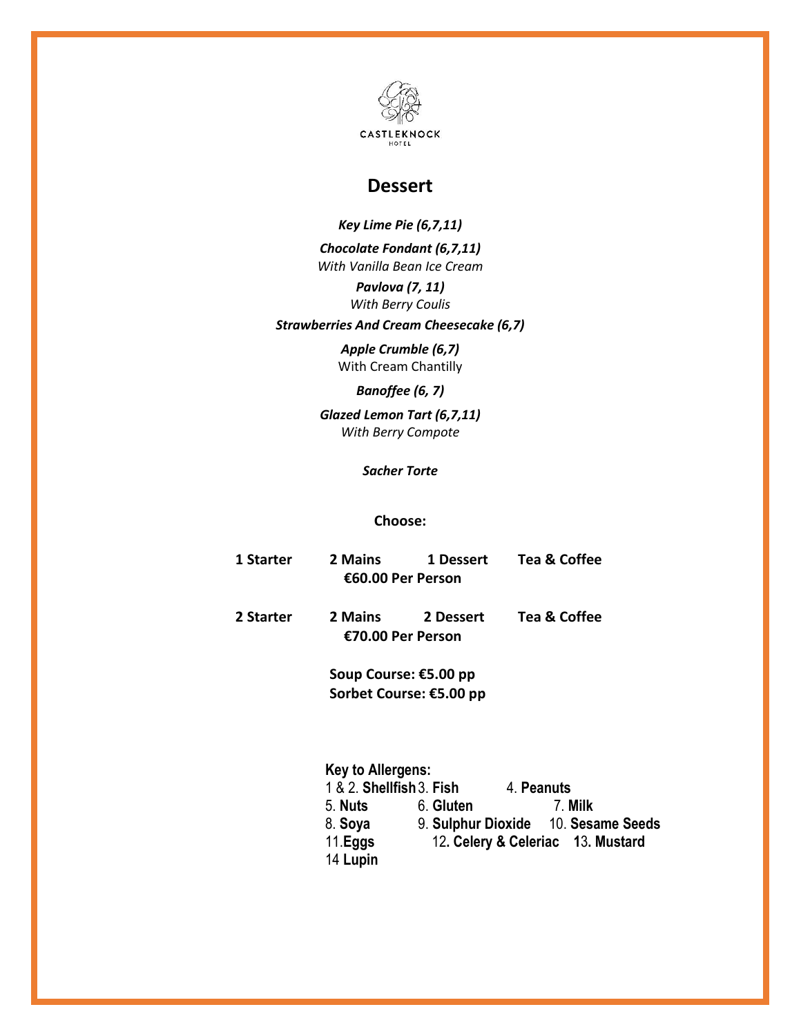CASTLEKNOCK

HOTEL

# Dessert

***Key Lime Pie (6,7,11)***

***Chocolate Fondant (6,7,11)***
*With Vanilla Bean Ice Cream*

***Pavlova (7, 11)***
*With Berry Coulis*

***Strawberries And Cream Cheesecake (6,7)***

***Apple Crumble (6,7)***
With Cream Chantilly

***Banoffee (6, 7)***

***Glazed Lemon Tart (6,7,11)***
*With Berry Compote*

***Sacher Torte***

**Choose:**

**1 Starter 2 Mains 1 Dessert Tea & Coffee**
**€60.00 Per Person**

**2 Starter 2 Mains 2 Dessert Tea & Coffee**
**€70.00 Per Person**

**Soup Course: €5.00 pp**
**Sorbet Course: €5.00 pp**

**Key to Allergens:**

| | | |
|---|---|---|
| 1 & 2. **Shellfish** | 3. **Fish** | 4. **Peanuts** |
| 5. **Nuts** | 6. **Gluten** | 7. **Milk** |
| 8. **Soya** | 9. **Sulphur Dioxide** | 10. **Sesame Seeds** |
| 11.**Eggs** | 12**. Celery & Celeriac** | 13**. Mustard** |
| 14 **Lupin** | | |